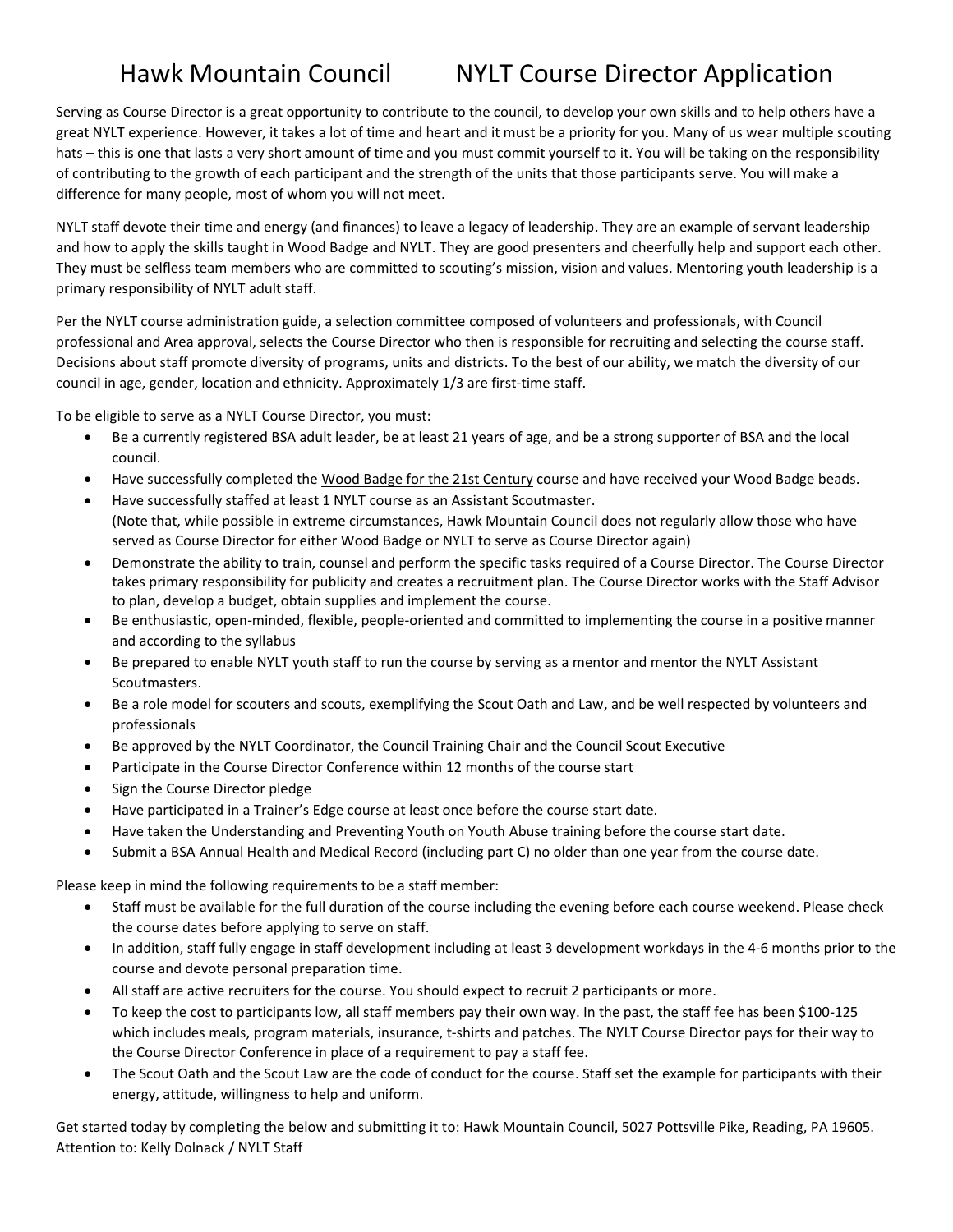# Hawk Mountain Council NYLT Course Director Application

Serving as Course Director is a great opportunity to contribute to the council, to develop your own skills and to help others have a great NYLT experience. However, it takes a lot of time and heart and it must be a priority for you. Many of us wear multiple scouting hats – this is one that lasts a very short amount of time and you must commit yourself to it. You will be taking on the responsibility of contributing to the growth of each participant and the strength of the units that those participants serve. You will make a difference for many people, most of whom you will not meet.

NYLT staff devote their time and energy (and finances) to leave a legacy of leadership. They are an example of servant leadership and how to apply the skills taught in Wood Badge and NYLT. They are good presenters and cheerfully help and support each other. They must be selfless team members who are committed to scouting's mission, vision and values. Mentoring youth leadership is a primary responsibility of NYLT adult staff.

Per the NYLT course administration guide, a selection committee composed of volunteers and professionals, with Council professional and Area approval, selects the Course Director who then is responsible for recruiting and selecting the course staff. Decisions about staff promote diversity of programs, units and districts. To the best of our ability, we match the diversity of our council in age, gender, location and ethnicity. Approximately 1/3 are first-time staff.

To be eligible to serve as a NYLT Course Director, you must:

- Be a currently registered BSA adult leader, be at least 21 years of age, and be a strong supporter of BSA and the local council.
- Have successfully completed the Wood Badge for the 21st Century course and have received your Wood Badge beads.
- Have successfully staffed at least 1 NYLT course as an Assistant Scoutmaster.
  (Note that, while possible in extreme circumstances, Hawk Mountain Council does not regularly allow those who have served as Course Director for either Wood Badge or NYLT to serve as Course Director again)
- Demonstrate the ability to train, counsel and perform the specific tasks required of a Course Director. The Course Director takes primary responsibility for publicity and creates a recruitment plan. The Course Director works with the Staff Advisor to plan, develop a budget, obtain supplies and implement the course.
- Be enthusiastic, open-minded, flexible, people-oriented and committed to implementing the course in a positive manner and according to the syllabus
- Be prepared to enable NYLT youth staff to run the course by serving as a mentor and mentor the NYLT Assistant Scoutmasters.
- Be a role model for scouters and scouts, exemplifying the Scout Oath and Law, and be well respected by volunteers and professionals
- Be approved by the NYLT Coordinator, the Council Training Chair and the Council Scout Executive
- Participate in the Course Director Conference within 12 months of the course start
- Sign the Course Director pledge
- Have participated in a Trainer's Edge course at least once before the course start date.
- Have taken the Understanding and Preventing Youth on Youth Abuse training before the course start date.
- Submit a BSA Annual Health and Medical Record (including part C) no older than one year from the course date.

Please keep in mind the following requirements to be a staff member:

- Staff must be available for the full duration of the course including the evening before each course weekend. Please check the course dates before applying to serve on staff.
- In addition, staff fully engage in staff development including at least 3 development workdays in the 4-6 months prior to the course and devote personal preparation time.
- All staff are active recruiters for the course. You should expect to recruit 2 participants or more.
- To keep the cost to participants low, all staff members pay their own way. In the past, the staff fee has been $100-125 which includes meals, program materials, insurance, t-shirts and patches. The NYLT Course Director pays for their way to the Course Director Conference in place of a requirement to pay a staff fee.
- The Scout Oath and the Scout Law are the code of conduct for the course. Staff set the example for participants with their energy, attitude, willingness to help and uniform.

Get started today by completing the below and submitting it to: Hawk Mountain Council, 5027 Pottsville Pike, Reading, PA 19605. Attention to: Kelly Dolnack / NYLT Staff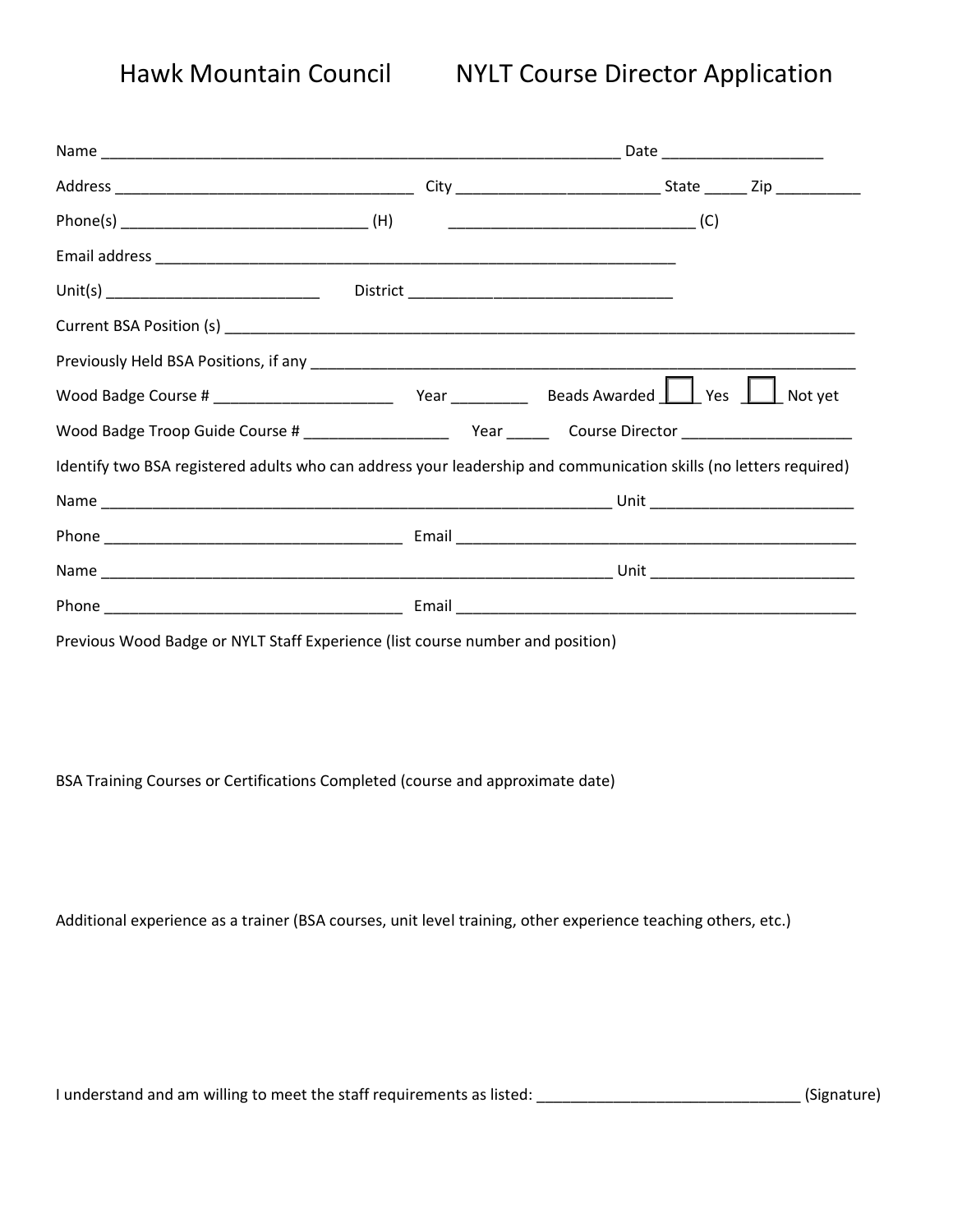# Hawk Mountain Council NYLT Course Director Application

Name ______________________________________________________________ Date ___________________

Address ___________________________________ City ________________________ State _____ Zip __________

Phone(s) _____________________________ (H) _____________________________ (C)

Email address ______________________________________________________________

Unit(s) _________________________ District _______________________________

Current BSA Position (s) ___________________________________________________________________________

Previously Held BSA Positions, if any _________________________________________________________________

Wood Badge Course # _____________________ Year _________ Beads Awarded ☐ Yes ☐ Not yet

Wood Badge Troop Guide Course # _________________ Year _____ Course Director ____________________

Identify two BSA registered adults who can address your leadership and communication skills (no letters required)

Name ____________________________________________________________ Unit ________________________

Phone ___________________________________ Email ________________________________________________

Name ____________________________________________________________ Unit ________________________

Phone ___________________________________ Email ________________________________________________

Previous Wood Badge or NYLT Staff Experience (list course number and position)

BSA Training Courses or Certifications Completed (course and approximate date)

Additional experience as a trainer (BSA courses, unit level training, other experience teaching others, etc.)

I understand and am willing to meet the staff requirements as listed: _______________________________ (Signature)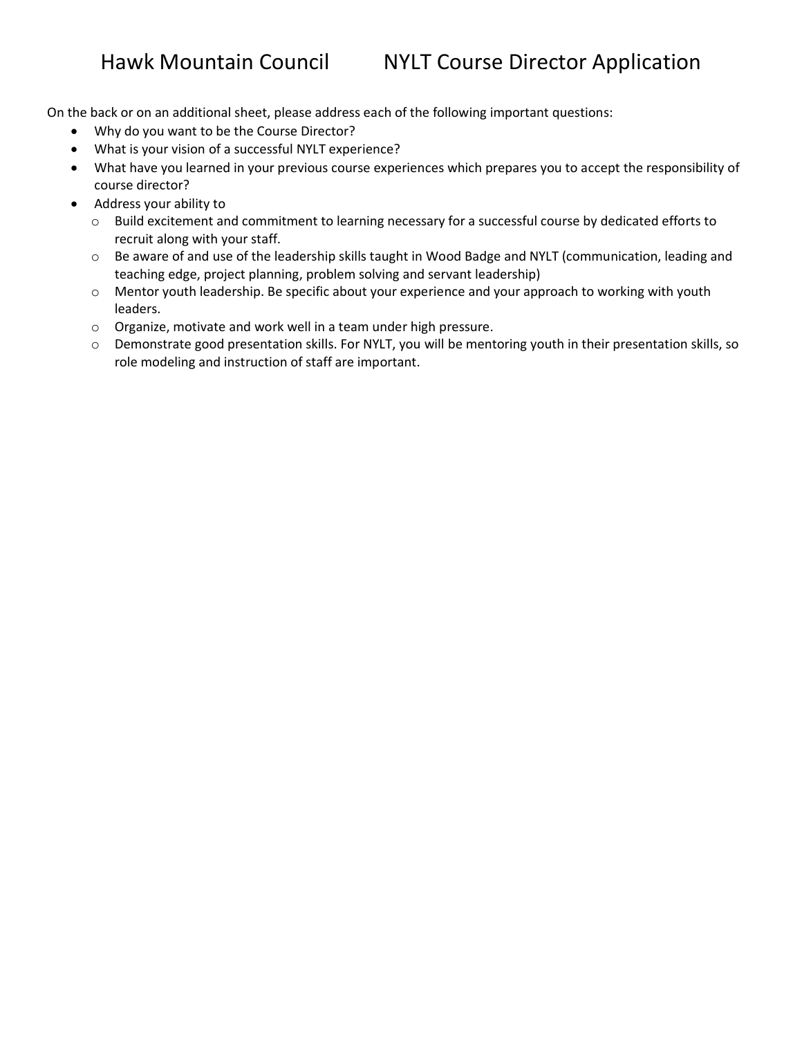# Hawk Mountain Council NYLT Course Director Application

On the back or on an additional sheet, please address each of the following important questions:

- Why do you want to be the Course Director?
- What is your vision of a successful NYLT experience?
- What have you learned in your previous course experiences which prepares you to accept the responsibility of course director?
- Address your ability to
  - Build excitement and commitment to learning necessary for a successful course by dedicated efforts to recruit along with your staff.
  - Be aware of and use of the leadership skills taught in Wood Badge and NYLT (communication, leading and teaching edge, project planning, problem solving and servant leadership)
  - Mentor youth leadership. Be specific about your experience and your approach to working with youth leaders.
  - Organize, motivate and work well in a team under high pressure.
  - Demonstrate good presentation skills. For NYLT, you will be mentoring youth in their presentation skills, so role modeling and instruction of staff are important.